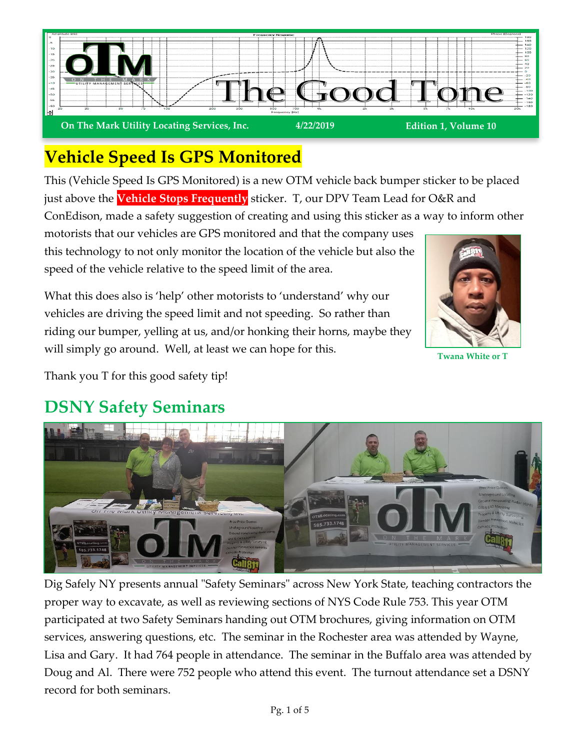# The Good Tone

**On The Mark Utility Locating Services, Inc.** **4/22/2019** **Edition 1, Volume 10**

## Vehicle Speed Is GPS Monitored

This (Vehicle Speed Is GPS Monitored) is a new OTM vehicle back bumper sticker to be placed just above the **Vehicle Stops Frequently** sticker. T, our DPV Team Lead for O&R and ConEdison, made a safety suggestion of creating and using this sticker as a way to inform other motorists that our vehicles are GPS monitored and that the company uses this technology to not only monitor the location of the vehicle but also the speed of the vehicle relative to the speed limit of the area.

What this does also is 'help' other motorists to 'understand' why our vehicles are driving the speed limit and not speeding. So rather than riding our bumper, yelling at us, and/or honking their horns, maybe they will simply go around. Well, at least we can hope for this.

**Twana White or T**

Thank you T for this good safety tip!

## DSNY Safety Seminars

Dig Safely NY presents annual "Safety Seminars" across New York State, teaching contractors the proper way to excavate, as well as reviewing sections of NYS Code Rule 753. This year OTM participated at two Safety Seminars handing out OTM brochures, giving information on OTM services, answering questions, etc. The seminar in the Rochester area was attended by Wayne, Lisa and Gary. It had 764 people in attendance. The seminar in the Buffalo area was attended by Doug and Al. There were 752 people who attend this event. The turnout attendance set a DSNY record for both seminars.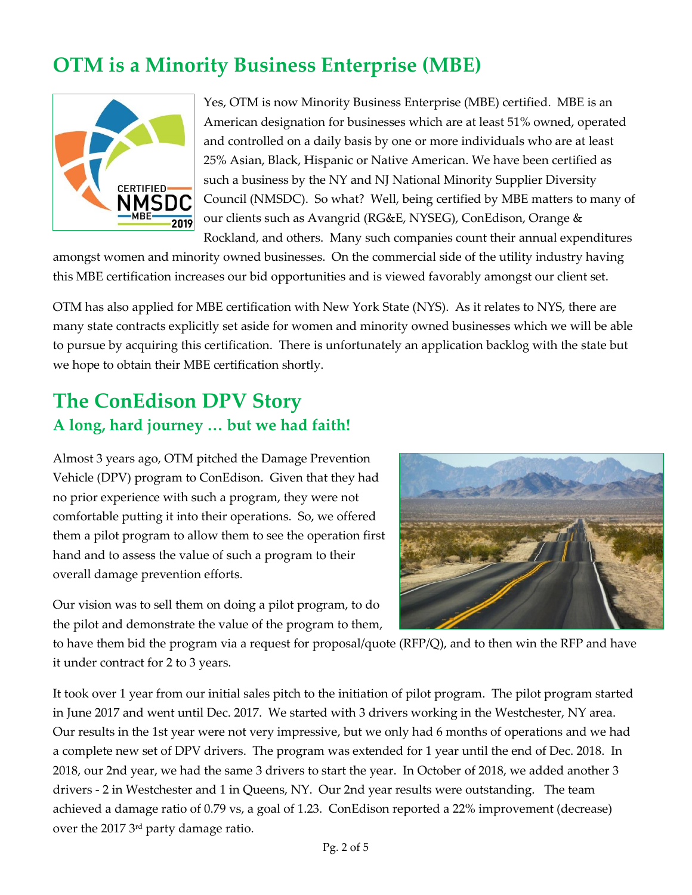## OTM is a Minority Business Enterprise (MBE)

Yes, OTM is now Minority Business Enterprise (MBE) certified. MBE is an American designation for businesses which are at least 51% owned, operated and controlled on a daily basis by one or more individuals who are at least 25% Asian, Black, Hispanic or Native American. We have been certified as such a business by the NY and NJ National Minority Supplier Diversity Council (NMSDC). So what? Well, being certified by MBE matters to many of our clients such as Avangrid (RG&E, NYSEG), ConEdison, Orange & Rockland, and others. Many such companies count their annual expenditures amongst women and minority owned businesses. On the commercial side of the utility industry having this MBE certification increases our bid opportunities and is viewed favorably amongst our client set.

OTM has also applied for MBE certification with New York State (NYS). As it relates to NYS, there are many state contracts explicitly set aside for women and minority owned businesses which we will be able to pursue by acquiring this certification. There is unfortunately an application backlog with the state but we hope to obtain their MBE certification shortly.

## The ConEdison DPV Story

### A long, hard journey … but we had faith!

Almost 3 years ago, OTM pitched the Damage Prevention Vehicle (DPV) program to ConEdison. Given that they had no prior experience with such a program, they were not comfortable putting it into their operations. So, we offered them a pilot program to allow them to see the operation first hand and to assess the value of such a program to their overall damage prevention efforts.

Our vision was to sell them on doing a pilot program, to do the pilot and demonstrate the value of the program to them, to have them bid the program via a request for proposal/quote (RFP/Q), and to then win the RFP and have it under contract for 2 to 3 years.

It took over 1 year from our initial sales pitch to the initiation of pilot program. The pilot program started in June 2017 and went until Dec. 2017. We started with 3 drivers working in the Westchester, NY area. Our results in the 1st year were not very impressive, but we only had 6 months of operations and we had a complete new set of DPV drivers. The program was extended for 1 year until the end of Dec. 2018. In 2018, our 2nd year, we had the same 3 drivers to start the year. In October of 2018, we added another 3 drivers - 2 in Westchester and 1 in Queens, NY. Our 2nd year results were outstanding. The team achieved a damage ratio of 0.79 vs, a goal of 1.23. ConEdison reported a 22% improvement (decrease) over the 2017 3rd party damage ratio.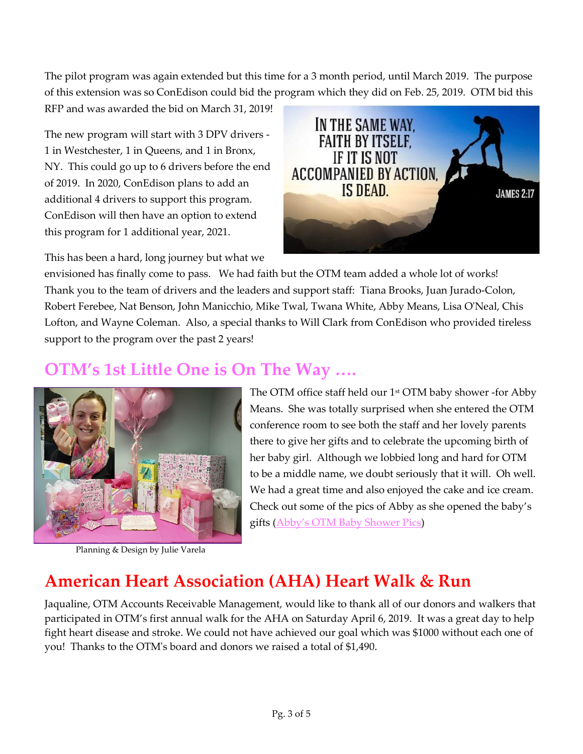The pilot program was again extended but this time for a 3 month period, until March 2019. The purpose of this extension was so ConEdison could bid the program which they did on Feb. 25, 2019. OTM bid this RFP and was awarded the bid on March 31, 2019!

The new program will start with 3 DPV drivers - 1 in Westchester, 1 in Queens, and 1 in Bronx, NY. This could go up to 6 drivers before the end of 2019. In 2020, ConEdison plans to add an additional 4 drivers to support this program. ConEdison will then have an option to extend this program for 1 additional year, 2021.

This has been a hard, long journey but what we envisioned has finally come to pass. We had faith but the OTM team added a whole lot of works! Thank you to the team of drivers and the leaders and support staff: Tiana Brooks, Juan Jurado-Colon, Robert Ferebee, Nat Benson, John Manicchio, Mike Twal, Twana White, Abby Means, Lisa O'Neal, Chis Lofton, and Wayne Coleman. Also, a special thanks to Will Clark from ConEdison who provided tireless support to the program over the past 2 years!

## OTM's 1st Little One is On The Way ….

The OTM office staff held our 1st OTM baby shower -for Abby Means. She was totally surprised when she entered the OTM conference room to see both the staff and her lovely parents there to give her gifts and to celebrate the upcoming birth of her baby girl. Although we lobbied long and hard for OTM to be a middle name, we doubt seriously that it will. Oh well. We had a great time and also enjoyed the cake and ice cream. Check out some of the pics of Abby as she opened the baby's gifts (Abby's OTM Baby Shower Pics)

Planning & Design by Julie Varela

## American Heart Association (AHA) Heart Walk & Run

Jaqualine, OTM Accounts Receivable Management, would like to thank all of our donors and walkers that participated in OTM's first annual walk for the AHA on Saturday April 6, 2019. It was a great day to help fight heart disease and stroke. We could not have achieved our goal which was $1000 without each one of you! Thanks to the OTM's board and donors we raised a total of $1,490.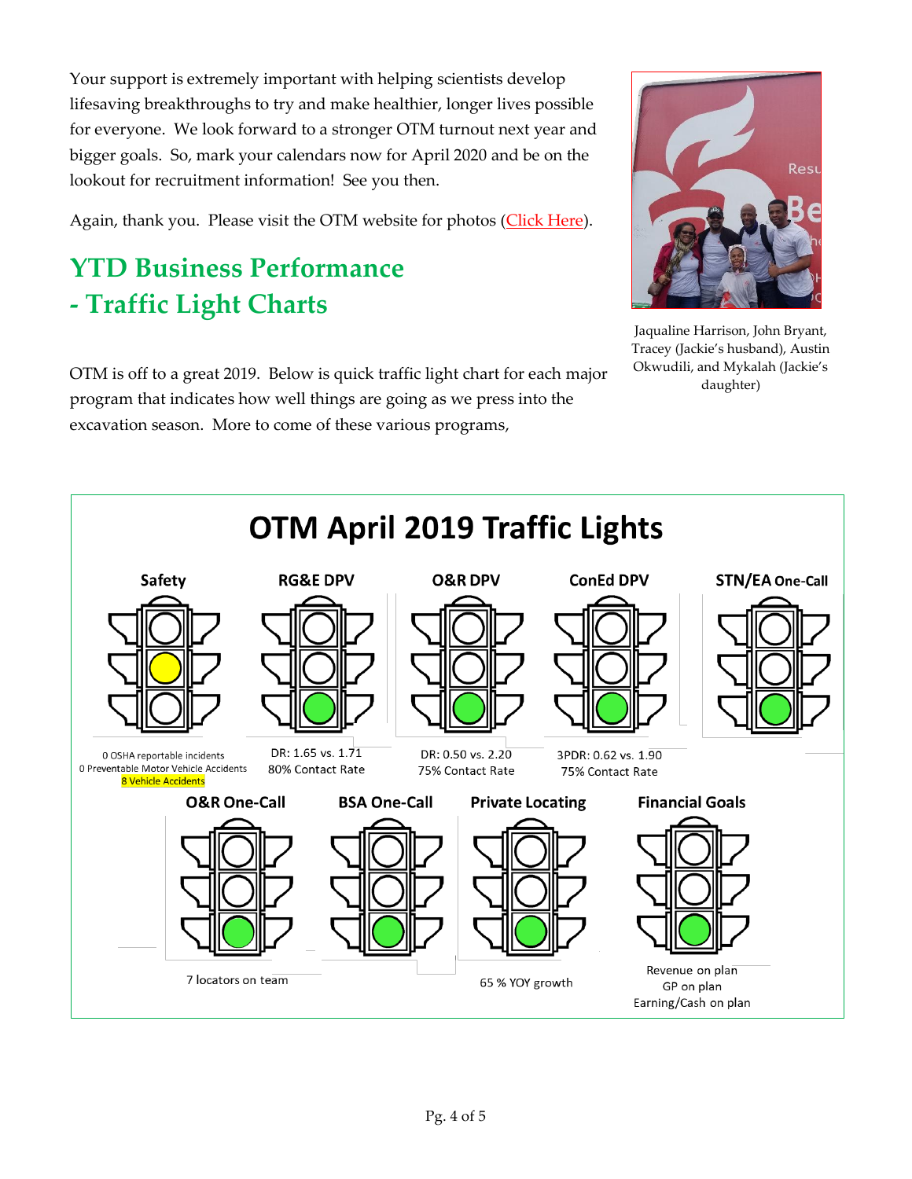Your support is extremely important with helping scientists develop lifesaving breakthroughs to try and make healthier, longer lives possible for everyone. We look forward to a stronger OTM turnout next year and bigger goals. So, mark your calendars now for April 2020 and be on the lookout for recruitment information! See you then.

Again, thank you. Please visit the OTM website for photos (Click Here).

Jaqualine Harrison, John Bryant, Tracey (Jackie's husband), Austin Okwudili, and Mykalah (Jackie's daughter)

## YTD Business Performance - Traffic Light Charts

OTM is off to a great 2019. Below is quick traffic light chart for each major program that indicates how well things are going as we press into the excavation season. More to come of these various programs,

### OTM April 2019 Traffic Lights

**Safety**

0 OSHA reportable incidents
0 Preventable Motor Vehicle Accidents
8 Vehicle Accidents

**RG&E DPV**

DR: 1.65 vs. 1.71
80% Contact Rate

**O&R DPV**

DR: 0.50 vs. 2.20
75% Contact Rate

**ConEd DPV**

3PDR: 0.62 vs. 1.90
75% Contact Rate

**STN/EA One-Call**

**O&R One-Call**

7 locators on team

**BSA One-Call**

**Private Locating**

65 % YOY growth

**Financial Goals**

Revenue on plan
GP on plan
Earning/Cash on plan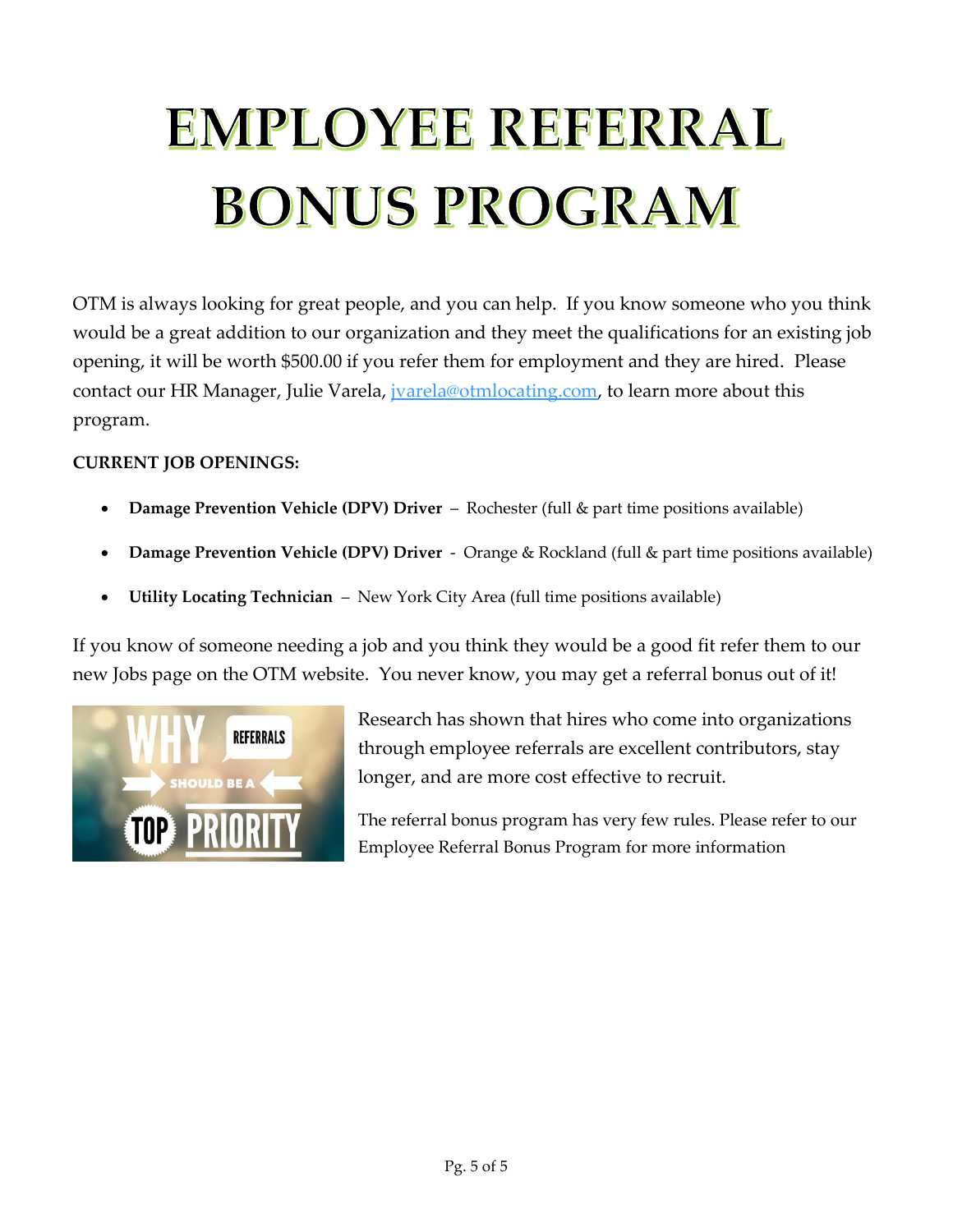# EMPLOYEE REFERRAL BONUS PROGRAM

OTM is always looking for great people, and you can help. If you know someone who you think would be a great addition to our organization and they meet the qualifications for an existing job opening, it will be worth $500.00 if you refer them for employment and they are hired. Please contact our HR Manager, Julie Varela, jvarela@otmlocating.com, to learn more about this program.

**CURRENT JOB OPENINGS:**

- **Damage Prevention Vehicle (DPV) Driver** – Rochester (full & part time positions available)
- **Damage Prevention Vehicle (DPV) Driver** - Orange & Rockland (full & part time positions available)
- **Utility Locating Technician** – New York City Area (full time positions available)

If you know of someone needing a job and you think they would be a good fit refer them to our new Jobs page on the OTM website. You never know, you may get a referral bonus out of it!

Research has shown that hires who come into organizations through employee referrals are excellent contributors, stay longer, and are more cost effective to recruit.

The referral bonus program has very few rules. Please refer to our Employee Referral Bonus Program for more information